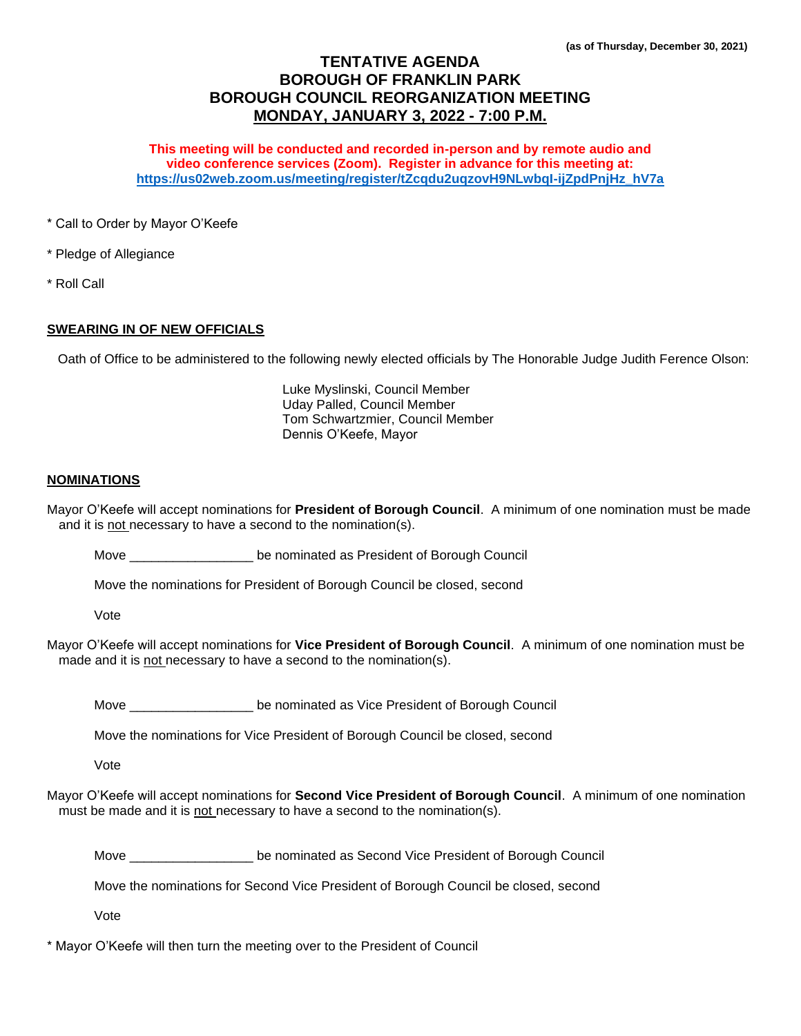**(as of Thursday, December 30, 2021)**

# TENTATIVE AGENDA
# BOROUGH OF FRANKLIN PARK
# BOROUGH COUNCIL REORGANIZATION MEETING
# MONDAY, JANUARY 3, 2022 - 7:00 P.M.

**This meeting will be conducted and recorded in-person and by remote audio and video conference services (Zoom). Register in advance for this meeting at: https://us02web.zoom.us/meeting/register/tZcqdu2uqzovH9NLwbqI-ijZpdPnjHz_hV7a**

* Call to Order by Mayor O'Keefe

* Pledge of Allegiance

* Roll Call

## SWEARING IN OF NEW OFFICIALS

Oath of Office to be administered to the following newly elected officials by The Honorable Judge Judith Ference Olson:

Luke Myslinski, Council Member
Uday Palled, Council Member
Tom Schwartzmier, Council Member
Dennis O'Keefe, Mayor

## NOMINATIONS

Mayor O'Keefe will accept nominations for **President of Borough Council**. A minimum of one nomination must be made and it is not necessary to have a second to the nomination(s).

Move _________________ be nominated as President of Borough Council

Move the nominations for President of Borough Council be closed, second

Vote

Mayor O'Keefe will accept nominations for **Vice President of Borough Council**. A minimum of one nomination must be made and it is not necessary to have a second to the nomination(s).

Move _________________ be nominated as Vice President of Borough Council

Move the nominations for Vice President of Borough Council be closed, second

Vote

Mayor O'Keefe will accept nominations for **Second Vice President of Borough Council**. A minimum of one nomination must be made and it is not necessary to have a second to the nomination(s).

Move _________________ be nominated as Second Vice President of Borough Council

Move the nominations for Second Vice President of Borough Council be closed, second

Vote

* Mayor O'Keefe will then turn the meeting over to the President of Council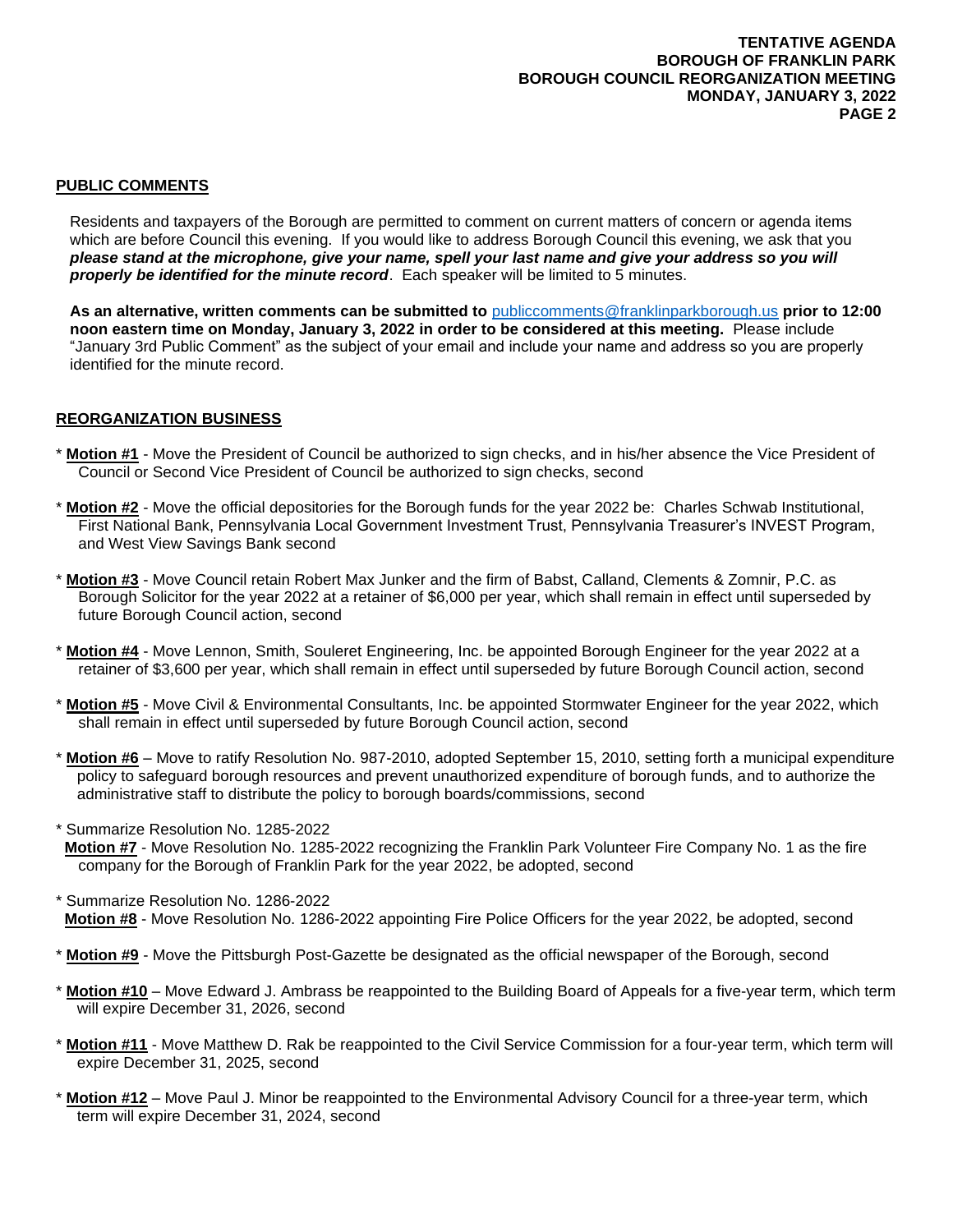## PUBLIC COMMENTS

Residents and taxpayers of the Borough are permitted to comment on current matters of concern or agenda items which are before Council this evening. If you would like to address Borough Council this evening, we ask that you ***please stand at the microphone, give your name, spell your last name and give your address so you will properly be identified for the minute record***. Each speaker will be limited to 5 minutes.

**As an alternative, written comments can be submitted to** publiccomments@franklinparkborough.us **prior to 12:00 noon eastern time on Monday, January 3, 2022 in order to be considered at this meeting.** Please include "January 3rd Public Comment" as the subject of your email and include your name and address so you are properly identified for the minute record.

## REORGANIZATION BUSINESS

* **Motion #1** - Move the President of Council be authorized to sign checks, and in his/her absence the Vice President of Council or Second Vice President of Council be authorized to sign checks, second

* **Motion #2** - Move the official depositories for the Borough funds for the year 2022 be: Charles Schwab Institutional, First National Bank, Pennsylvania Local Government Investment Trust, Pennsylvania Treasurer's INVEST Program, and West View Savings Bank second

* **Motion #3** - Move Council retain Robert Max Junker and the firm of Babst, Calland, Clements & Zomnir, P.C. as Borough Solicitor for the year 2022 at a retainer of $6,000 per year, which shall remain in effect until superseded by future Borough Council action, second

* **Motion #4** - Move Lennon, Smith, Souleret Engineering, Inc. be appointed Borough Engineer for the year 2022 at a retainer of $3,600 per year, which shall remain in effect until superseded by future Borough Council action, second

* **Motion #5** - Move Civil & Environmental Consultants, Inc. be appointed Stormwater Engineer for the year 2022, which shall remain in effect until superseded by future Borough Council action, second

* **Motion #6** – Move to ratify Resolution No. 987-2010, adopted September 15, 2010, setting forth a municipal expenditure policy to safeguard borough resources and prevent unauthorized expenditure of borough funds, and to authorize the administrative staff to distribute the policy to borough boards/commissions, second

* Summarize Resolution No. 1285-2022
  **Motion #7** - Move Resolution No. 1285-2022 recognizing the Franklin Park Volunteer Fire Company No. 1 as the fire company for the Borough of Franklin Park for the year 2022, be adopted, second

* Summarize Resolution No. 1286-2022
  **Motion #8** - Move Resolution No. 1286-2022 appointing Fire Police Officers for the year 2022, be adopted, second

* **Motion #9** - Move the Pittsburgh Post-Gazette be designated as the official newspaper of the Borough, second

* **Motion #10** – Move Edward J. Ambrass be reappointed to the Building Board of Appeals for a five-year term, which term will expire December 31, 2026, second

* **Motion #11** - Move Matthew D. Rak be reappointed to the Civil Service Commission for a four-year term, which term will expire December 31, 2025, second

* **Motion #12** – Move Paul J. Minor be reappointed to the Environmental Advisory Council for a three-year term, which term will expire December 31, 2024, second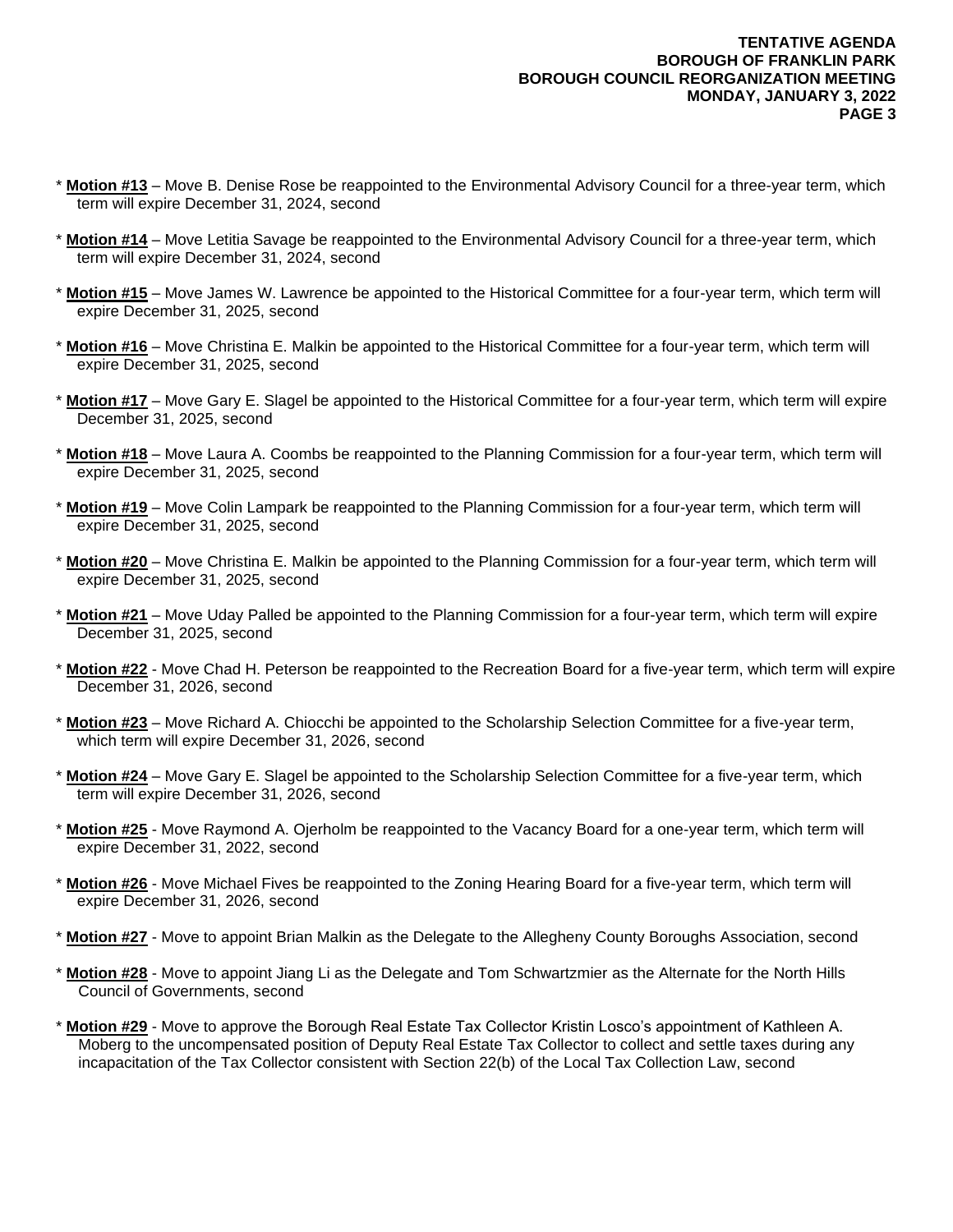\* **Motion #13** – Move B. Denise Rose be reappointed to the Environmental Advisory Council for a three-year term, which term will expire December 31, 2024, second

\* **Motion #14** – Move Letitia Savage be reappointed to the Environmental Advisory Council for a three-year term, which term will expire December 31, 2024, second

\* **Motion #15** – Move James W. Lawrence be appointed to the Historical Committee for a four-year term, which term will expire December 31, 2025, second

\* **Motion #16** – Move Christina E. Malkin be appointed to the Historical Committee for a four-year term, which term will expire December 31, 2025, second

\* **Motion #17** – Move Gary E. Slagel be appointed to the Historical Committee for a four-year term, which term will expire December 31, 2025, second

\* **Motion #18** – Move Laura A. Coombs be reappointed to the Planning Commission for a four-year term, which term will expire December 31, 2025, second

\* **Motion #19** – Move Colin Lampark be reappointed to the Planning Commission for a four-year term, which term will expire December 31, 2025, second

\* **Motion #20** – Move Christina E. Malkin be appointed to the Planning Commission for a four-year term, which term will expire December 31, 2025, second

\* **Motion #21** – Move Uday Palled be appointed to the Planning Commission for a four-year term, which term will expire December 31, 2025, second

\* **Motion #22** - Move Chad H. Peterson be reappointed to the Recreation Board for a five-year term, which term will expire December 31, 2026, second

\* **Motion #23** – Move Richard A. Chiocchi be appointed to the Scholarship Selection Committee for a five-year term, which term will expire December 31, 2026, second

\* **Motion #24** – Move Gary E. Slagel be appointed to the Scholarship Selection Committee for a five-year term, which term will expire December 31, 2026, second

\* **Motion #25** - Move Raymond A. Ojerholm be reappointed to the Vacancy Board for a one-year term, which term will expire December 31, 2022, second

\* **Motion #26** - Move Michael Fives be reappointed to the Zoning Hearing Board for a five-year term, which term will expire December 31, 2026, second

\* **Motion #27** - Move to appoint Brian Malkin as the Delegate to the Allegheny County Boroughs Association, second

\* **Motion #28** - Move to appoint Jiang Li as the Delegate and Tom Schwartzmier as the Alternate for the North Hills Council of Governments, second

\* **Motion #29** - Move to approve the Borough Real Estate Tax Collector Kristin Losco's appointment of Kathleen A. Moberg to the uncompensated position of Deputy Real Estate Tax Collector to collect and settle taxes during any incapacitation of the Tax Collector consistent with Section 22(b) of the Local Tax Collection Law, second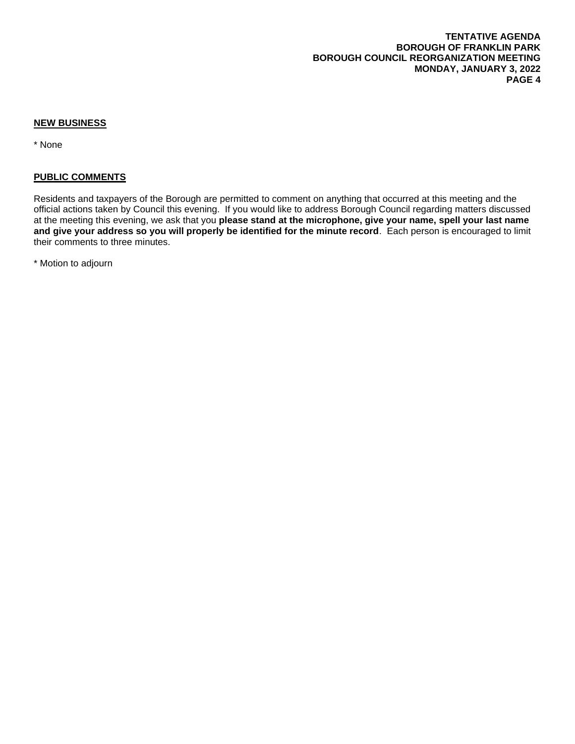## NEW BUSINESS

* None

## PUBLIC COMMENTS

Residents and taxpayers of the Borough are permitted to comment on anything that occurred at this meeting and the official actions taken by Council this evening. If you would like to address Borough Council regarding matters discussed at the meeting this evening, we ask that you **please stand at the microphone, give your name, spell your last name and give your address so you will properly be identified for the minute record**. Each person is encouraged to limit their comments to three minutes.

* Motion to adjourn